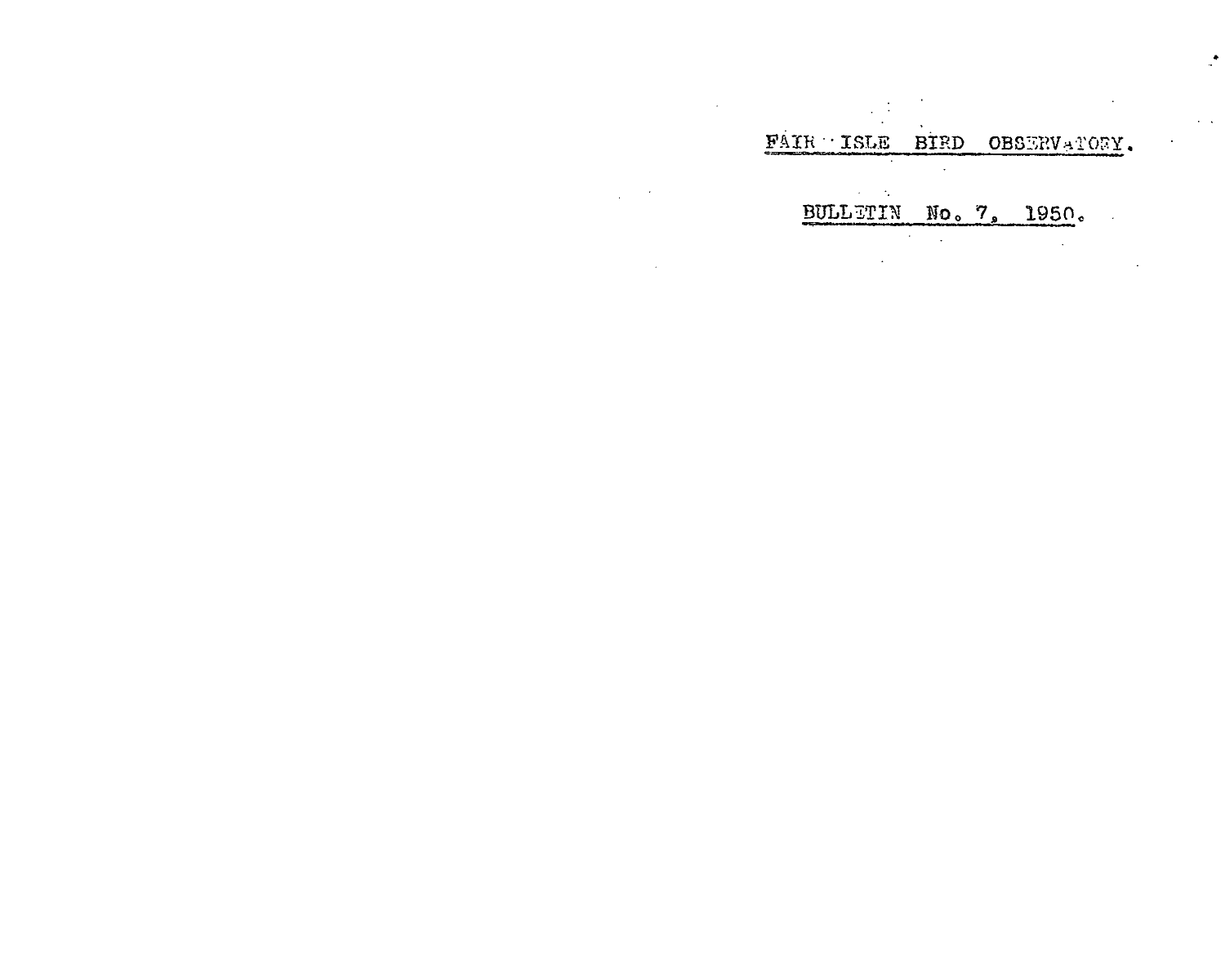# FAIR ISLE BIRD OBSERVATORY.

## BULLETIN No. 7, 1950.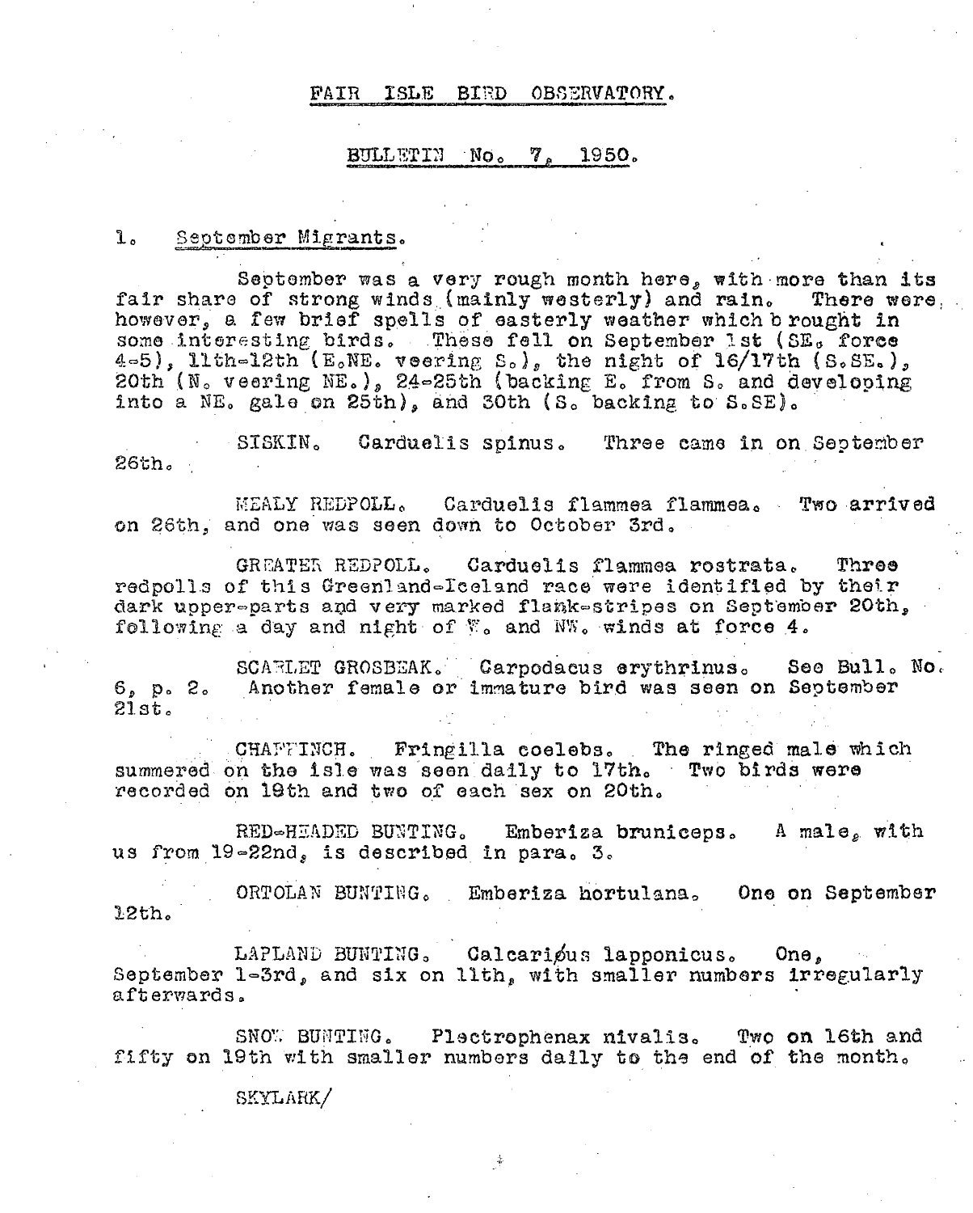# FAIR ISLE BIRD OBSERVATORY.

## BULLETIN No. 7, 1950.

## 1. September Migrants.

September was a very rough month here, with more than its fair share of strong winds (mainly westerly) and rain. There were, however, a few brief spells of easterly weather which brought in some interesting birds. These fell on September 1st (SE. force 4-5), 11th-12th (E.NE. veering S.), the night of 16/17th (S.SE.), 20th (N. veering NE.), 24-25th (backing E. from S. and developing into a NE. gale on 25th), and 30th (S. backing to S.SE).

SISKIN. *Carduelis spinus.* Three came in on September 26th.

MEALY REDPOLL. *Carduelis flammea flammea.* Two arrived on 26th, and one was seen down to October 3rd.

GREATER REDPOLL. *Carduelis flammea rostrata.* Three redpolls of this Greenland-Iceland race were identified by their dark upper-parts and very marked flank-stripes on September 20th, following a day and night of W. and NW. winds at force 4.

SCARLET GROSBEAK. *Carpodacus erythrinus.* See Bull. No. 6, p. 2. Another female or immature bird was seen on September 21st.

CHAFFINCH. *Fringilla coelebs.* The ringed male which summered on the isle was seen daily to 17th. Two birds were recorded on 19th and two of each sex on 20th.

RED-HEADED BUNTING. *Emberiza bruniceps.* A male, with us from 19-22nd, is described in para. 3.

ORTOLAN BUNTING. *Emberiza hortulana.* One on September 12th.

LAPLAND BUNTING. *Calcarius lapponicus.* One, September 1-3rd, and six on 11th, with smaller numbers irregularly afterwards.

SNOW BUNTING. *Plectrophenax nivalis.* Two on 16th and fifty on 19th with smaller numbers daily to the end of the month.

SKYLARK/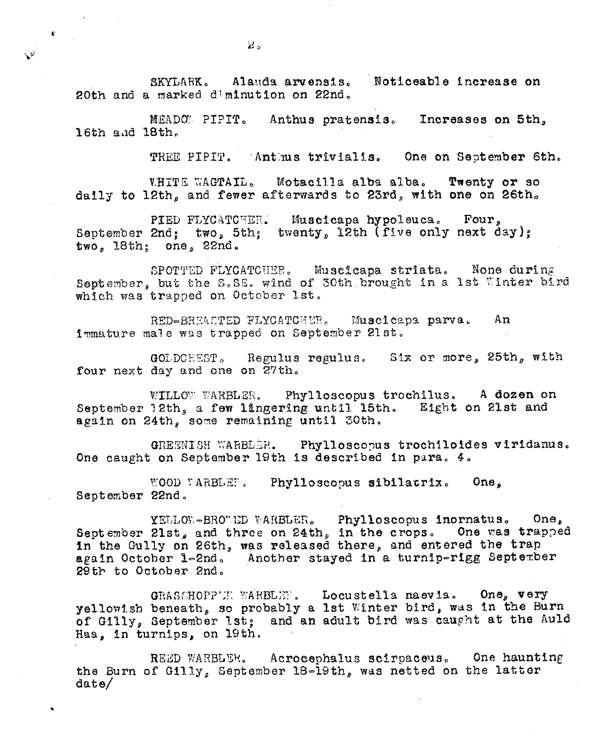SKYLARK. Alauda arvensis. Noticeable increase on 20th and a marked diminution on 22nd.

MEADOW PIPIT. Anthus pratensis. Increases on 5th, 16th and 18th.

TREE PIPIT. Anthus trivialis. One on September 6th.

WHITE WAGTAIL. Motacilla alba alba. Twenty or so daily to 12th, and fewer afterwards to 23rd, with one on 26th.

PIED FLYCATCHER. Muscicapa hypoleuca. Four, September 2nd; two, 5th; twenty, 12th (five only next day); two, 18th; one, 22nd.

SPOTTED FLYCATCHER. Muscicapa striata. None during September, but the S.SE. wind of 30th brought in a 1st Winter bird which was trapped on October 1st.

RED-BREASTED FLYCATCHER. Muscicapa parva. An immature male was trapped on September 21st.

GOLDCREST. Regulus regulus. Six or more, 25th, with four next day and one on 27th.

WILLOW WARBLER. Phylloscopus trochilus. A dozen on September 12th, a few lingering until 15th. Eight on 21st and again on 24th, some remaining until 30th.

GREENISH WARBLER. Phylloscopus trochiloides viridanus. One caught on September 19th is described in para. 4.

WOOD WARBLER. Phylloscopus sibilatrix. One, September 22nd.

YELLOW-BROWED WARBLER. Phylloscopus inornatus. One, September 21st, and three on 24th, in the crops. One was trapped in the Gully on 26th, was released there, and entered the trap again October 1-2nd. Another stayed in a turnip-rigg September 29th to October 2nd.

GRASSHOPPER WARBLER. Locustella naevia. One, very yellowish beneath, so probably a 1st Winter bird, was in the Burn of Gilly, September 1st; and an adult bird was caught at the Auld Haa, in turnips, on 19th.

REED WARBLER. Acrocephalus scirpaceus. One haunting the Burn of Gilly, September 18-19th, was netted on the latter date/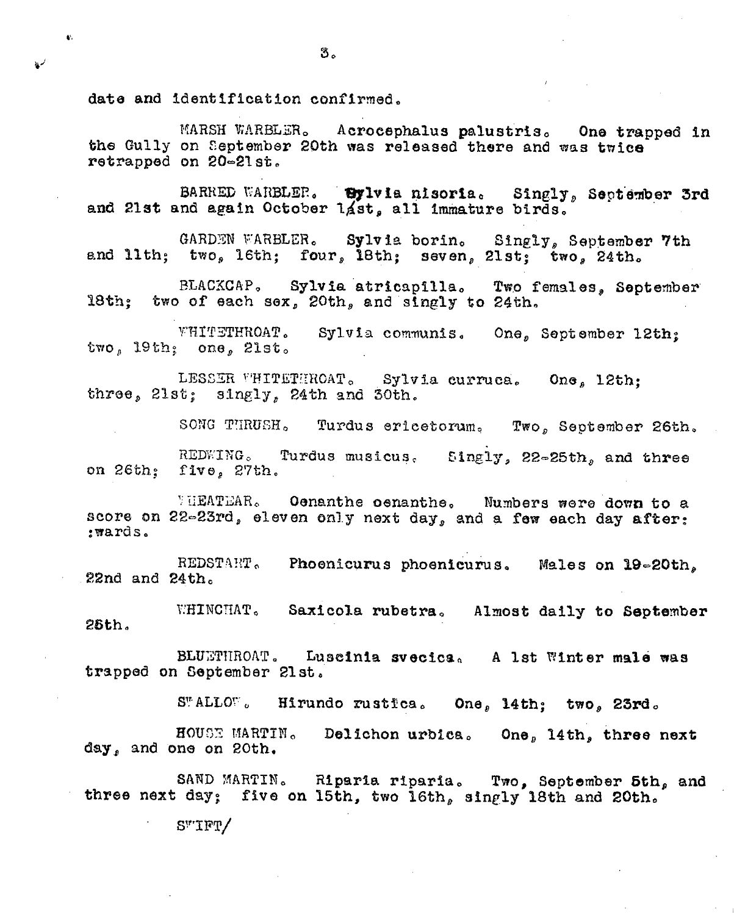date and identification confirmed.

MARSH WARBLER. Acrocephalus palustris. One trapped in the Gully on September 20th was released there and was twice retrapped on 20-21st.

BARRED WARBLER. Sylvia nisoria. Singly, September 3rd and 21st and again October 1st, all immature birds.

GARDEN WARBLER. Sylvia borin. Singly, September 7th and 11th; two, 16th; four, 18th; seven, 21st; two, 24th.

BLACKCAP. Sylvia atricapilla. Two females, September 18th; two of each sex, 20th, and singly to 24th.

WHITETHROAT. Sylvia communis. One, September 12th; two, 19th; one, 21st.

LESSER WHITETHROAT. Sylvia curruca. One, 12th; three, 21st; singly, 24th and 30th.

SONG THRUSH. Turdus ericetorum. Two, September 26th.

REDWING. Turdus musicus. Singly, 22-25th, and three on 26th; five, 27th.

WHEATEAR. Oenanthe oenanthe. Numbers were down to a score on 22-23rd, eleven only next day, and a few each day afterwards.

REDSTART. Phoenicurus phoenicurus. Males on 19-20th, 22nd and 24th.

WHINCHAT. Saxicola rubetra. Almost daily to September 25th.

BLUETHROAT. Luscinia svecica. A 1st Winter male was trapped on September 21st.

SWALLOW. Hirundo rustica. One, 14th; two, 23rd.

HOUSE MARTIN. Delichon urbica. One, 14th, three next day, and one on 20th.

SAND MARTIN. Riparia riparia. Two, September 5th, and three next day; five on 15th, two 16th, singly 18th and 20th.

SWIFT/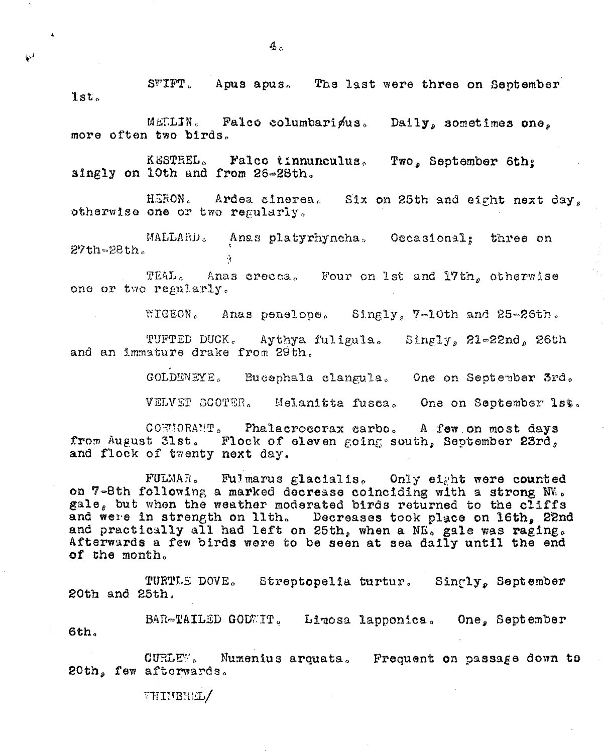SWIFT. Apus apus. The last were three on September 1st.

MERLIN. Falco columbarius. Daily, sometimes one, more often two birds.

KESTREL. Falco tinnunculus. Two, September 6th; singly on 10th and from 26-28th.

HERON. Ardea cinerea. Six on 25th and eight next day, otherwise one or two regularly.

MALLARD. Anas platyrhyncha. Occasional; three on 27th-28th.

TEAL. Anas crecca. Four on 1st and 17th, otherwise one or two regularly.

WIGEON. Anas penelope. Singly, 7-10th and 25-26th.

TUFTED DUCK. Aythya fuligula. Singly, 21-22nd, 26th and an immature drake from 29th.

GOLDENEYE. Bucephala clangula. One on September 3rd.

VELVET SCOTER. Melanitta fusca. One on September 1st.

CORMORANT. Phalacrocorax carbo. A few on most days from August 31st. Flock of eleven going south, September 23rd, and flock of twenty next day.

FULMAR. Fulmarus glacialis. Only eight were counted on 7-8th following a marked decrease coinciding with a strong NW. gale, but when the weather moderated birds returned to the cliffs and were in strength on 11th. Decreases took place on 16th, 22nd and practically all had left on 25th, when a NE. gale was raging. Afterwards a few birds were to be seen at sea daily until the end of the month.

TURTLE DOVE. Streptopelia turtur. Singly, September 20th and 25th.

BAR-TAILED GODWIT. Limosa lapponica. One, September 6th.

CURLEW. Numenius arquata. Frequent on passage down to 20th, few afterwards.

WHIMBREL/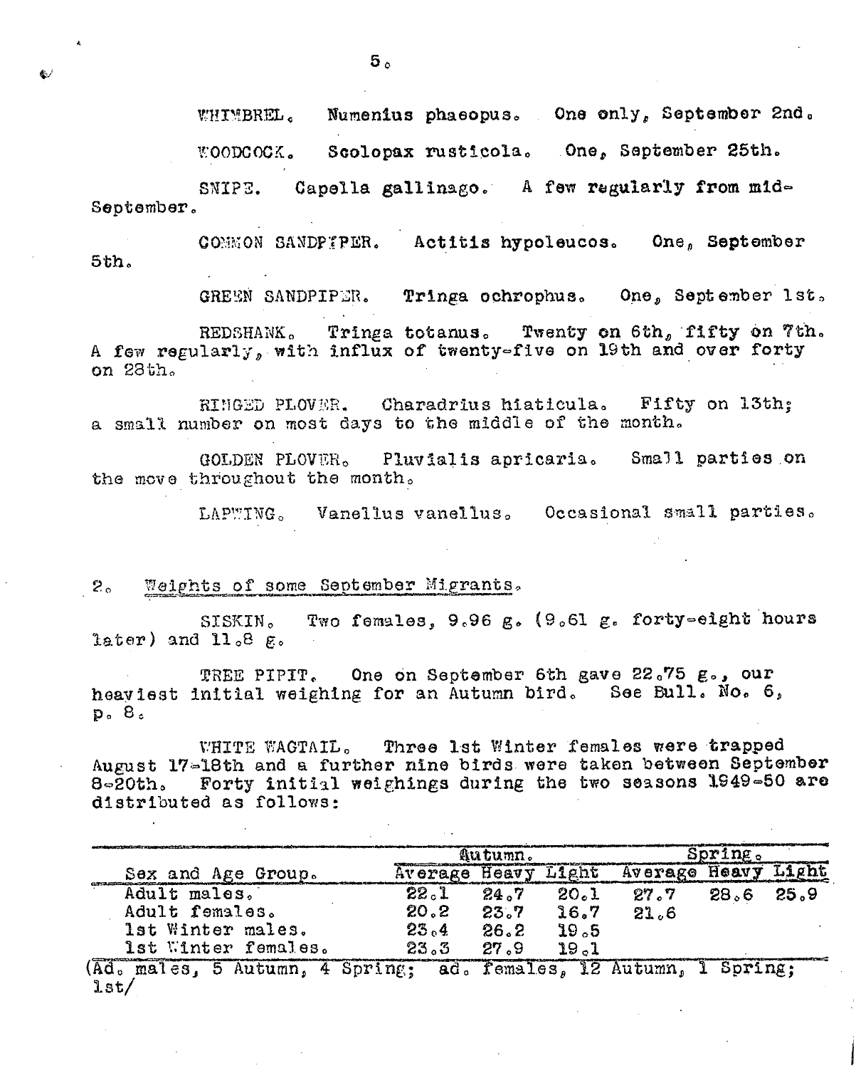WHIMBREL. Numenius phaeopus. One only, September 2nd.

WOODCOCK. Scolopax rusticola. One, September 25th.

SNIPE. Capella gallinago. A few regularly from mid-September.

COMMON SANDPIPER. Actitis hypoleucos. One, September 5th.

GREEN SANDPIPER. Tringa ochrophus. One, September 1st.

REDSHANK. Tringa totanus. Twenty on 6th, fifty on 7th. A few regularly, with influx of twenty-five on 19th and over forty on 28th.

RINGED PLOVER. Charadrius hiaticula. Fifty on 13th; a small number on most days to the middle of the month.

GOLDEN PLOVER. Pluvialis apricaria. Small parties on the move throughout the month.

LAPWING. Vanellus vanellus. Occasional small parties.

2. Weights of some September Migrants.

SISKIN. Two females, 9.96 g. (9.61 g. forty-eight hours later) and 11.8 g.

TREE PIPIT. One on September 6th gave 22.75 g., our heaviest initial weighing for an Autumn bird. See Bull. No. 6, p. 8.

WHITE WAGTAIL. Three 1st Winter females were trapped August 17-18th and a further nine birds were taken between September 8-20th. Forty initial weighings during the two seasons 1949-50 are distributed as follows:

| Sex and Age Group. | Autumn. | | | Spring. | | |
|---|---|---|---|---|---|---|
| | Average | Heavy | Light | Average | Heavy | Light |
| Adult males. | 22.1 | 24.7 | 20.1 | 27.7 | 28.6 | 25.9 |
| Adult females. | 20.2 | 23.7 | 16.7 | 21.6 | | |
| 1st Winter males. | 23.4 | 26.2 | 19.5 | | | |
| 1st Winter females. | 23.3 | 27.9 | 19.1 | | | |

(Ad. males, 5 Autumn, 4 Spring; ad. females, 12 Autumn, 1 Spring; 1st/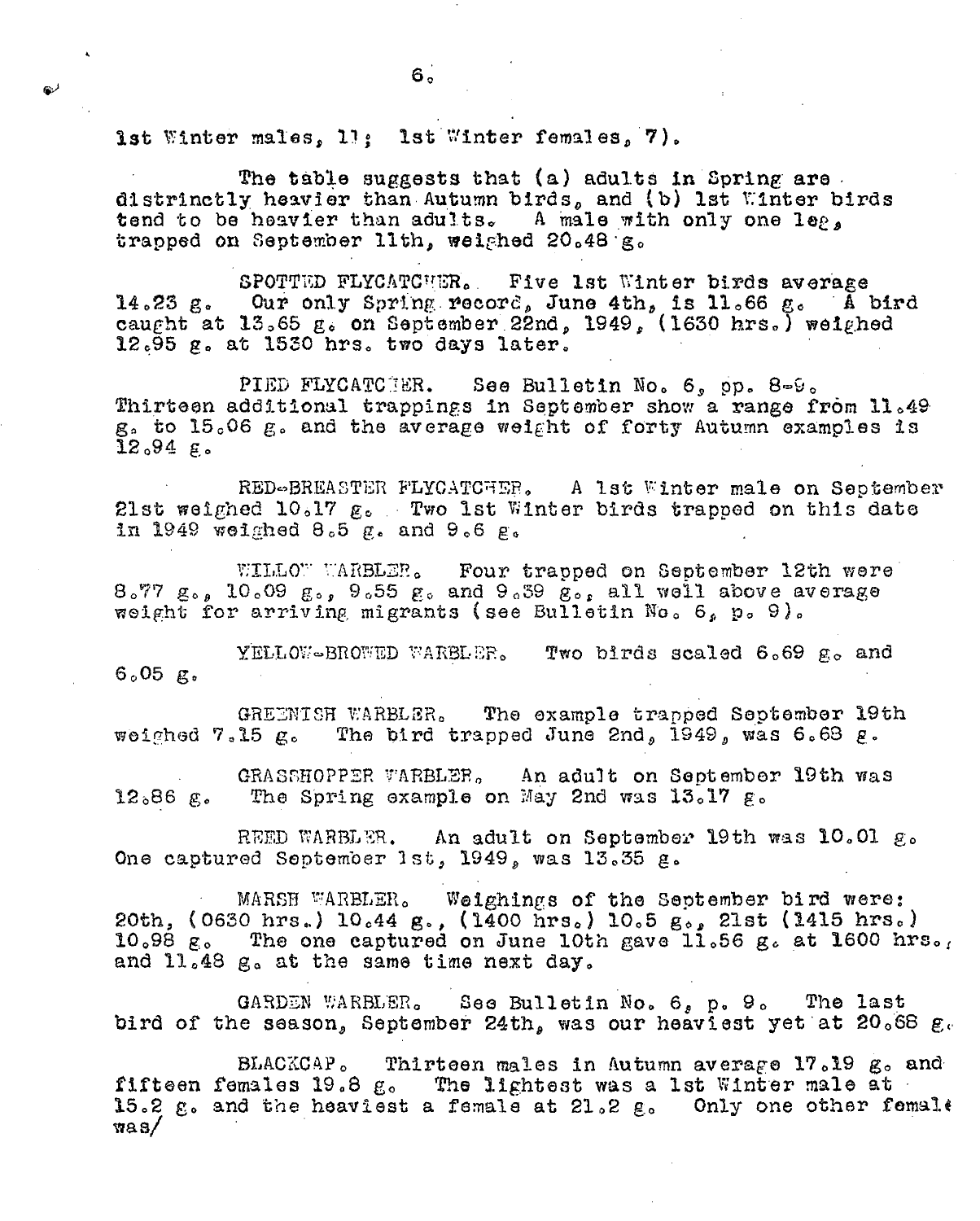1st Winter males, 11; 1st Winter females, 7).

The table suggests that (a) adults in Spring are distrinctly heavier than Autumn birds, and (b) 1st Winter birds tend to be heavier than adults. A male with only one leg, trapped on September 11th, weighed 20.48 g.

SPOTTED FLYCATCHER. Five 1st Winter birds average 14.23 g. Our only Spring record, June 4th, is 11.66 g. A bird caught at 13.65 g. on September 22nd, 1949, (1630 hrs.) weighed 12.95 g. at 1530 hrs. two days later.

PIED FLYCATCHER. See Bulletin No. 6, pp. 8-9. Thirteen additional trappings in September show a range from 11.49 g. to 15.06 g. and the average weight of forty Autumn examples is 12.94 g.

RED-BREASTER FLYCATCHER. A 1st Winter male on September 21st weighed 10.17 g. Two 1st Winter birds trapped on this date in 1949 weighed 8.5 g. and 9.6 g.

WILLOW WARBLER. Four trapped on September 12th were 8.77 g., 10.09 g., 9.55 g. and 9.39 g., all well above average weight for arriving migrants (see Bulletin No. 6, p. 9).

YELLOW-BROWED WARBLER. Two birds scaled 6.69 g. and 6.05 g.

GREENISH WARBLER. The example trapped September 19th weighed 7.15 g. The bird trapped June 2nd, 1949, was 6.68 g.

GRASSHOPPER WARBLER. An adult on September 19th was 12.86 g. The Spring example on May 2nd was 13.17 g.

REED WARBLER. An adult on September 19th was 10.01 g. One captured September 1st, 1949, was 13.35 g.

MARSH WARBLER. Weighings of the September bird were: 20th, (0630 hrs.) 10.44 g., (1400 hrs.) 10.5 g., 21st (1415 hrs.) 10.98 g. The one captured on June 10th gave 11.56 g. at 1600 hrs., and 11.48 g. at the same time next day.

GARDEN WARBLER. See Bulletin No. 6, p. 9. The last bird of the season, September 24th, was our heaviest yet at 20.68 g.

BLACKCAP. Thirteen males in Autumn average 17.19 g. and fifteen females 19.8 g. The lightest was a 1st Winter male at 15.2 g. and the heaviest a female at 21.2 g. Only one other female was/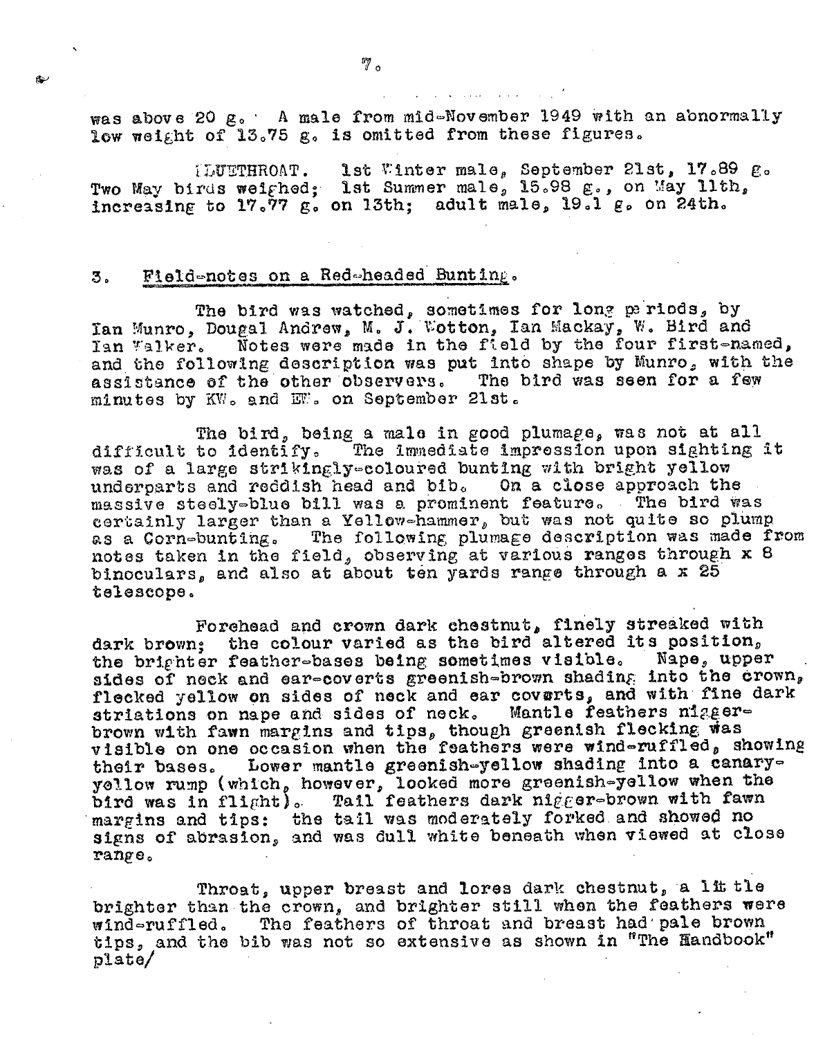was above 20 g. A male from mid-November 1949 with an abnormally low weight of 13.75 g. is omitted from these figures.

BLUETHROAT. 1st Winter male, September 21st, 17.89 g. Two May birds weighed; 1st Summer male, 15.98 g., on May 11th, increasing to 17.77 g. on 13th; adult male, 19.1 g. on 24th.

## 3. Field-notes on a Red-headed Bunting.

The bird was watched, sometimes for long periods, by Ian Munro, Dougal Andrew, M. J. Wotton, Ian Mackay, W. Bird and Ian Walker. Notes were made in the field by the four first-named, and the following description was put into shape by Munro, with the assistance of the other observers. The bird was seen for a few minutes by KW. and EW. on September 21st.

The bird, being a male in good plumage, was not at all difficult to identify. The immediate impression upon sighting it was of a large strikingly-coloured bunting with bright yellow underparts and reddish head and bib. On a close approach the massive steely-blue bill was a prominent feature. The bird was certainly larger than a Yellow-hammer, but was not quite so plump as a Corn-bunting. The following plumage description was made from notes taken in the field, observing at various ranges through x 8 binoculars, and also at about ten yards range through a x 25 telescope.

Forehead and crown dark chestnut, finely streaked with dark brown; the colour varied as the bird altered its position, the brighter feather-bases being sometimes visible. Nape, upper sides of neck and ear-coverts greenish-brown shading into the crown, flecked yellow on sides of neck and ear coverts, and with fine dark striations on nape and sides of neck. Mantle feathers nigger-brown with fawn margins and tips, though greenish flecking was visible on one occasion when the feathers were wind-ruffled, showing their bases. Lower mantle greenish-yellow shading into a canary-yellow rump (which, however, looked more greenish-yellow when the bird was in flight). Tail feathers dark nigger-brown with fawn margins and tips: the tail was moderately forked and showed no signs of abrasion, and was dull white beneath when viewed at close range.

Throat, upper breast and lores dark chestnut, a little brighter than the crown, and brighter still when the feathers were wind-ruffled. The feathers of throat and breast had pale brown tips, and the bib was not so extensive as shown in "The Handbook" plate/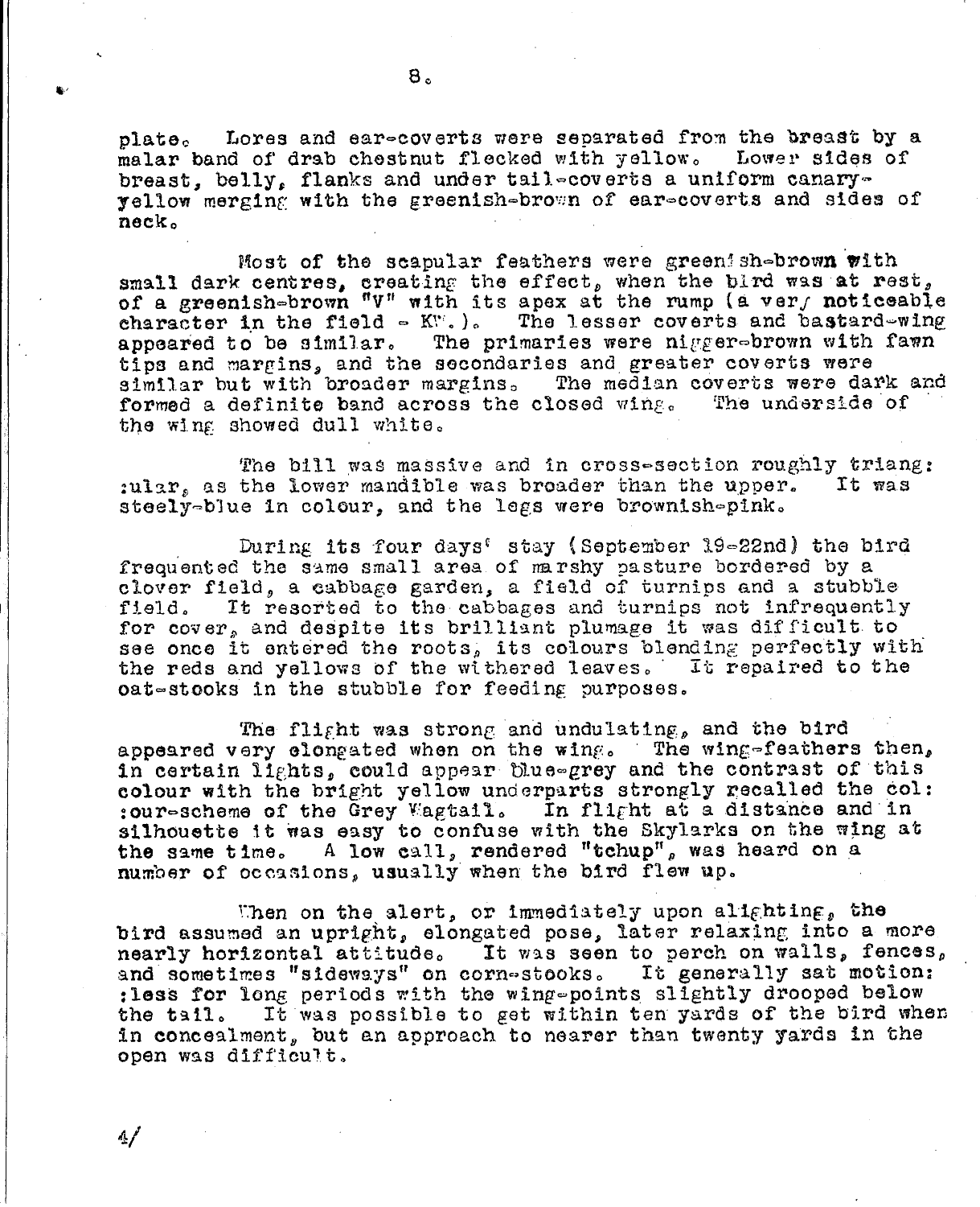plate. Lores and ear-coverts were separated from the breast by a malar band of drab chestnut flecked with yellow. Lower sides of breast, belly, flanks and under tail-coverts a uniform canary-yellow merging with the greenish-brown of ear-coverts and sides of neck.

Most of the scapular feathers were greenish-brown with small dark centres, creating the effect, when the bird was at rest, of a greenish-brown "V" with its apex at the rump (a very noticeable character in the field - KW.). The lesser coverts and bastard-wing appeared to be similar. The primaries were nigger-brown with fawn tips and margins, and the secondaries and greater coverts were similar but with broader margins. The median coverts were dark and formed a definite band across the closed wing. The underside of the wing showed dull white.

The bill was massive and in cross-section roughly triangular, as the lower mandible was broader than the upper. It was steely-blue in colour, and the legs were brownish-pink.

During its four days' stay (September 19-22nd) the bird frequented the same small area of marshy pasture bordered by a clover field, a cabbage garden, a field of turnips and a stubble field. It resorted to the cabbages and turnips not infrequently for cover, and despite its brilliant plumage it was difficult to see once it entered the roots, its colours blending perfectly with the reds and yellows of the withered leaves. It repaired to the oat-stooks in the stubble for feeding purposes.

The flight was strong and undulating, and the bird appeared very elongated when on the wing. The wing-feathers then, in certain lights, could appear blue-grey and the contrast of this colour with the bright yellow underparts strongly recalled the colour-scheme of the Grey Wagtail. In flight at a distance and in silhouette it was easy to confuse with the Skylarks on the wing at the same time. A low call, rendered "tchup", was heard on a number of occasions, usually when the bird flew up.

When on the alert, or immediately upon alighting, the bird assumed an upright, elongated pose, later relaxing into a more nearly horizontal attitude. It was seen to perch on walls, fences, and sometimes "sideways" on corn-stooks. It generally sat motionless for long periods with the wing-points slightly drooped below the tail. It was possible to get within ten yards of the bird when in concealment, but an approach to nearer than twenty yards in the open was difficult.

4/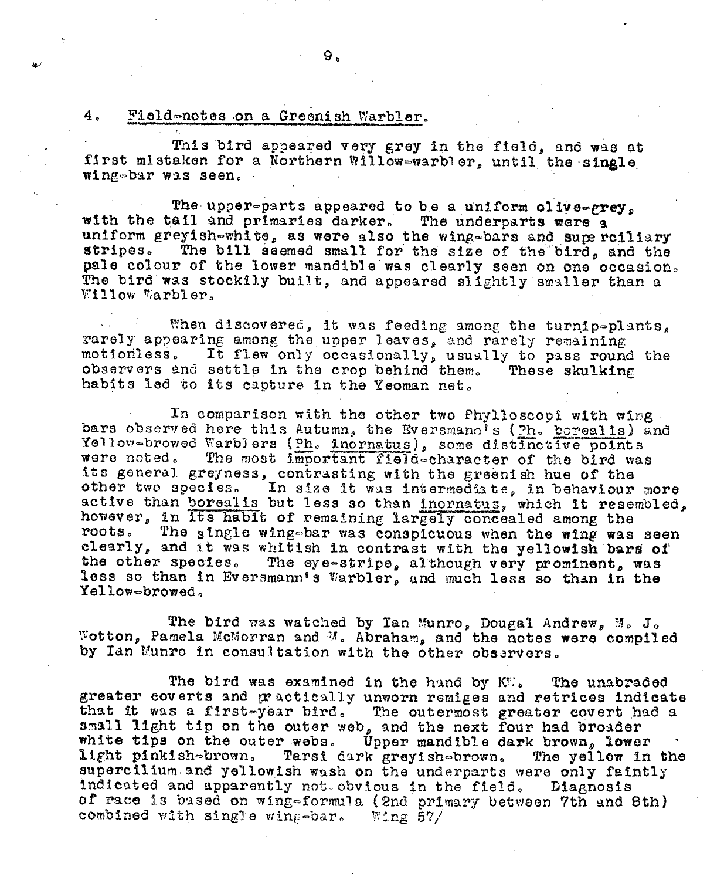## 4. Field-notes on a Greenish Warbler.

This bird appeared very grey in the field, and was at first mistaken for a Northern Willow-warbler, until the single wing-bar was seen.

The upper-parts appeared to be a uniform olive-grey, with the tail and primaries darker. The underparts were a uniform greyish-white, as were also the wing-bars and superciliary stripes. The bill seemed small for the size of the bird, and the pale colour of the lower mandible was clearly seen on one occasion. The bird was stockily built, and appeared slightly smaller than a Willow Warbler.

When discovered, it was feeding among the turnip-plants, rarely appearing among the upper leaves, and rarely remaining motionless. It flew only occasionally, usually to pass round the observers and settle in the crop behind them. These skulking habits led to its capture in the Yeoman net.

In comparison with the other two Phylloscopi with wing bars observed here this Autumn, the Eversmann's (Ph. borealis) and Yellow-browed Warblers (Ph. inornatus), some distinctive points were noted. The most important field-character of the bird was its general greyness, contrasting with the greenish hue of the other two species. In size it was intermediate, in behaviour more active than borealis but less so than inornatus, which it resembled, however, in its habit of remaining largely concealed among the roots. The single wing-bar was conspicuous when the wing was seen clearly, and it was whitish in contrast with the yellowish bars of the other species. The eye-stripe, although very prominent, was less so than in Eversmann's Warbler, and much less so than in the Yellow-browed.

The bird was watched by Ian Munro, Dougal Andrew, M. J. Wotton, Pamela McMorran and M. Abraham, and the notes were compiled by Ian Munro in consultation with the other observers.

The bird was examined in the hand by KW. The unabraded greater coverts and practically unworn remiges and retrices indicate that it was a first-year bird. The outermost greater covert had a small light tip on the outer web, and the next four had broader white tips on the outer webs. Upper mandible dark brown, lower light pinkish-brown. Tarsi dark greyish-brown. The yellow in the supercilium and yellowish wash on the underparts were only faintly indicated and apparently not obvious in the field. Diagnosis of race is based on wing-formula (2nd primary between 7th and 8th) combined with single wing-bar. Wing 57/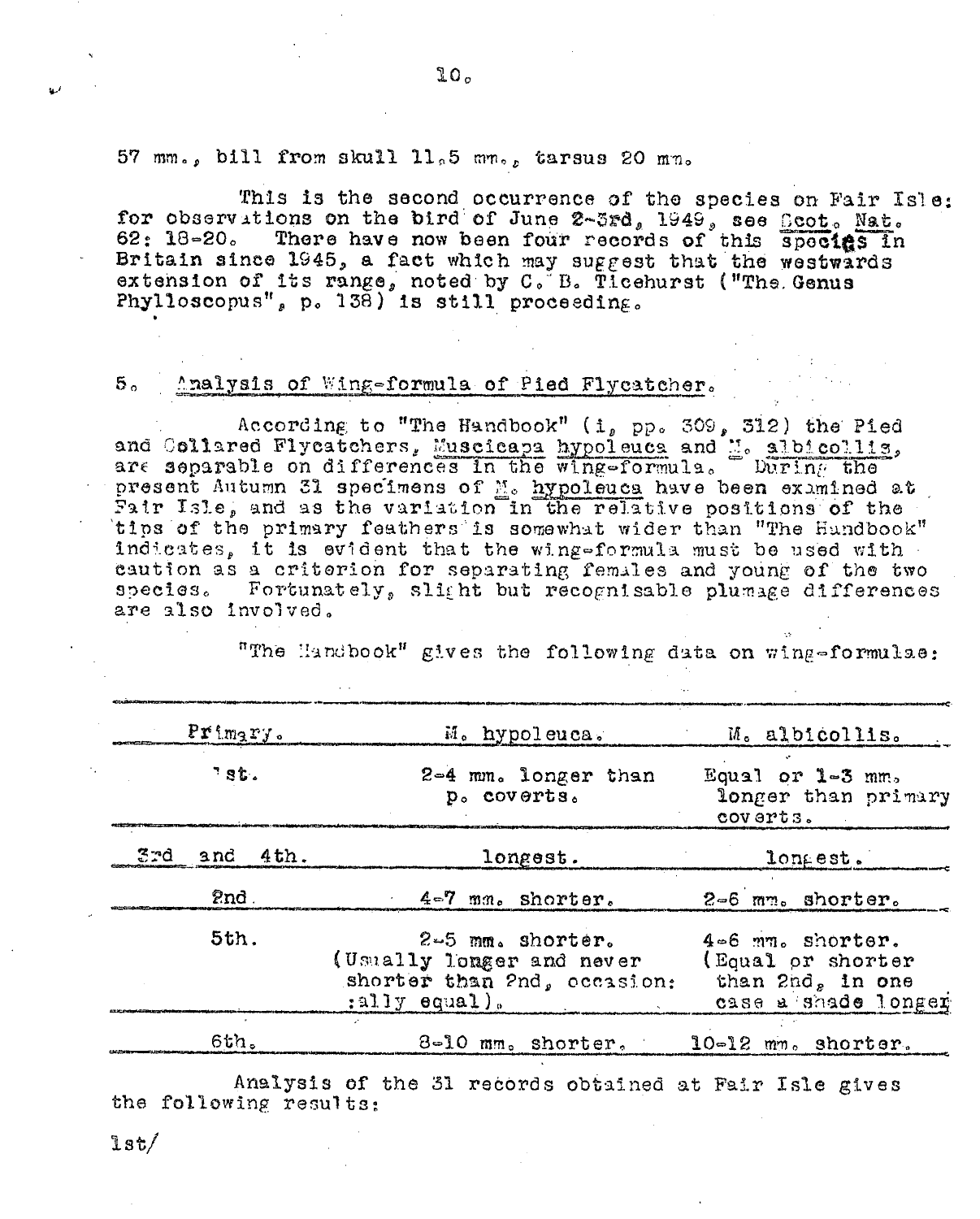57 mm., bill from skull 11.5 mm., tarsus 20 mm.

This is the second occurrence of the species on Fair Isle: for observations on the bird of June 2-3rd, 1949, see Scot. Nat. 62: 18-20. There have now been four records of this species in Britain since 1945, a fact which may suggest that the westwards extension of its range, noted by C. B. Ticehurst ("The Genus Phylloscopus", p. 138) is still proceeding.

## 5. Analysis of Wing-formula of Pied Flycatcher.

According to "The Handbook" (i, pp. 309, 312) the Pied and Collared Flycatchers, *Muscicapa hypoleuca* and *M. albicollis*, are separable on differences in the wing-formula. During the present Autumn 31 specimens of *M. hypoleuca* have been examined at Fair Isle, and as the variation in the relative positions of the tips of the primary feathers is somewhat wider than "The Handbook" indicates, it is evident that the wing-formula must be used with caution as a criterion for separating females and young of the two species. Fortunately, slight but recognisable plumage differences are also involved.

"The Handbook" gives the following data on wing-formulae:

| Primary. | M. hypoleuca. | M. albicollis. |
|---|---|---|
| 1st. | 2-4 mm. longer than p. coverts. | Equal or 1-3 mm. longer than primary coverts. |
| 3rd and 4th. | longest. | longest. |
| 2nd | 4-7 mm. shorter. | 2-6 mm. shorter. |
| 5th. | 2-5 mm. shorter. (Usually longer and never shorter than 2nd, occasionally equal). | 4-6 mm. shorter. (Equal or shorter than 2nd, in one case a shade longer |
| 6th. | 8-10 mm. shorter. | 10-12 mm. shorter. |

Analysis of the 31 records obtained at Fair Isle gives the following results:

1st/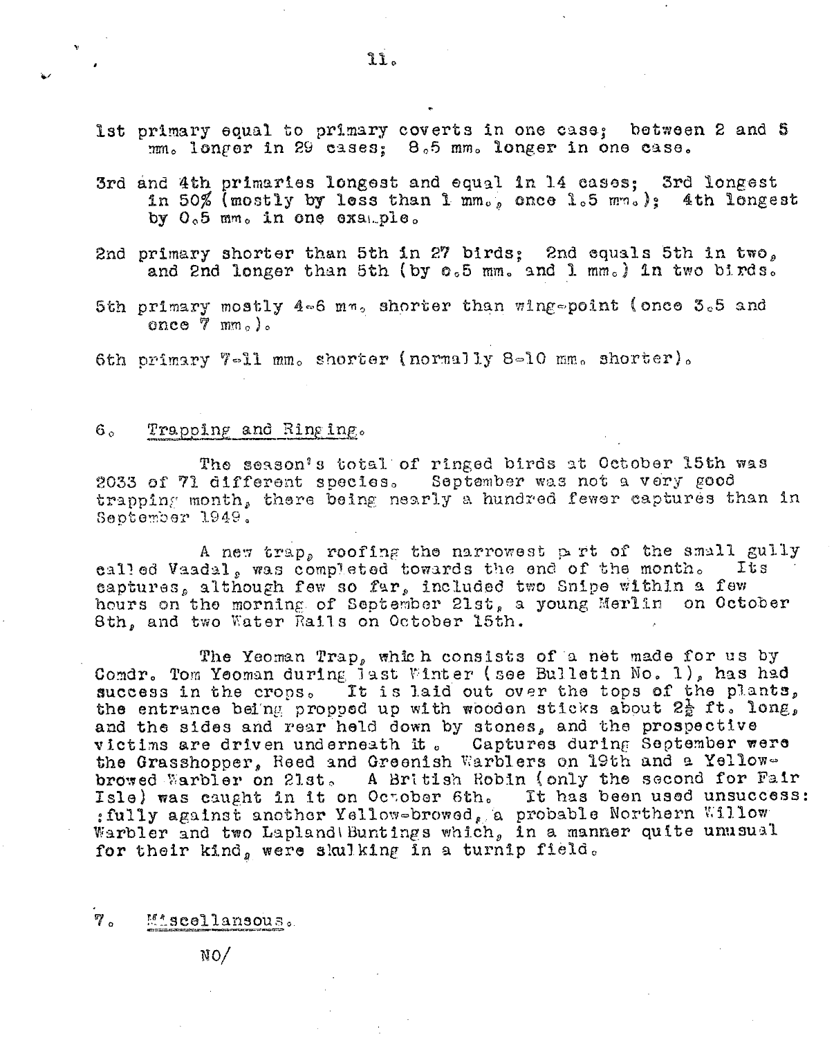1st primary equal to primary coverts in one case; between 2 and 5 mm. longer in 29 cases; 8.5 mm. longer in one case.

3rd and 4th primaries longest and equal in 14 cases; 3rd longest in 50% (mostly by less than 1 mm., once 1.5 mm.); 4th longest by 0.5 mm. in one example.

2nd primary shorter than 5th in 27 birds; 2nd equals 5th in two, and 2nd longer than 5th (by 0.5 mm. and 1 mm.) in two birds.

5th primary mostly 4-6 mm. shorter than wing-point (once 3.5 and once 7 mm.).

6th primary 7-11 mm. shorter (normally 8-10 mm. shorter).

## 6. Trapping and Ringing.

The season's total of ringed birds at October 15th was 2033 of 71 different species. September was not a very good trapping month, there being nearly a hundred fewer captures than in September 1949.

A new trap, roofing the narrowest part of the small gully called Vaadal, was completed towards the end of the month. Its captures, although few so far, included two Snipe within a few hours on the morning of September 21st, a young Merlin on October 8th, and two Water Rails on October 15th.

The Yeoman Trap, which consists of a net made for us by Comdr. Tom Yeoman during last Winter (see Bulletin No. 1), has had success in the crops. It is laid out over the tops of the plants, the entrance being propped up with wooden sticks about 2½ ft. long, and the sides and rear held down by stones, and the prospective victims are driven underneath it. Captures during September were the Grasshopper, Reed and Greenish Warblers on 19th and a Yellow-browed Warbler on 21st. A British Robin (only the second for Fair Isle) was caught in it on October 6th. It has been used unsuccessfully against another Yellow-browed, a probable Northern Willow Warbler and two Lapland Buntings which, in a manner quite unusual for their kind, were skulking in a turnip field.

## 7. Miscellaneous.

NO/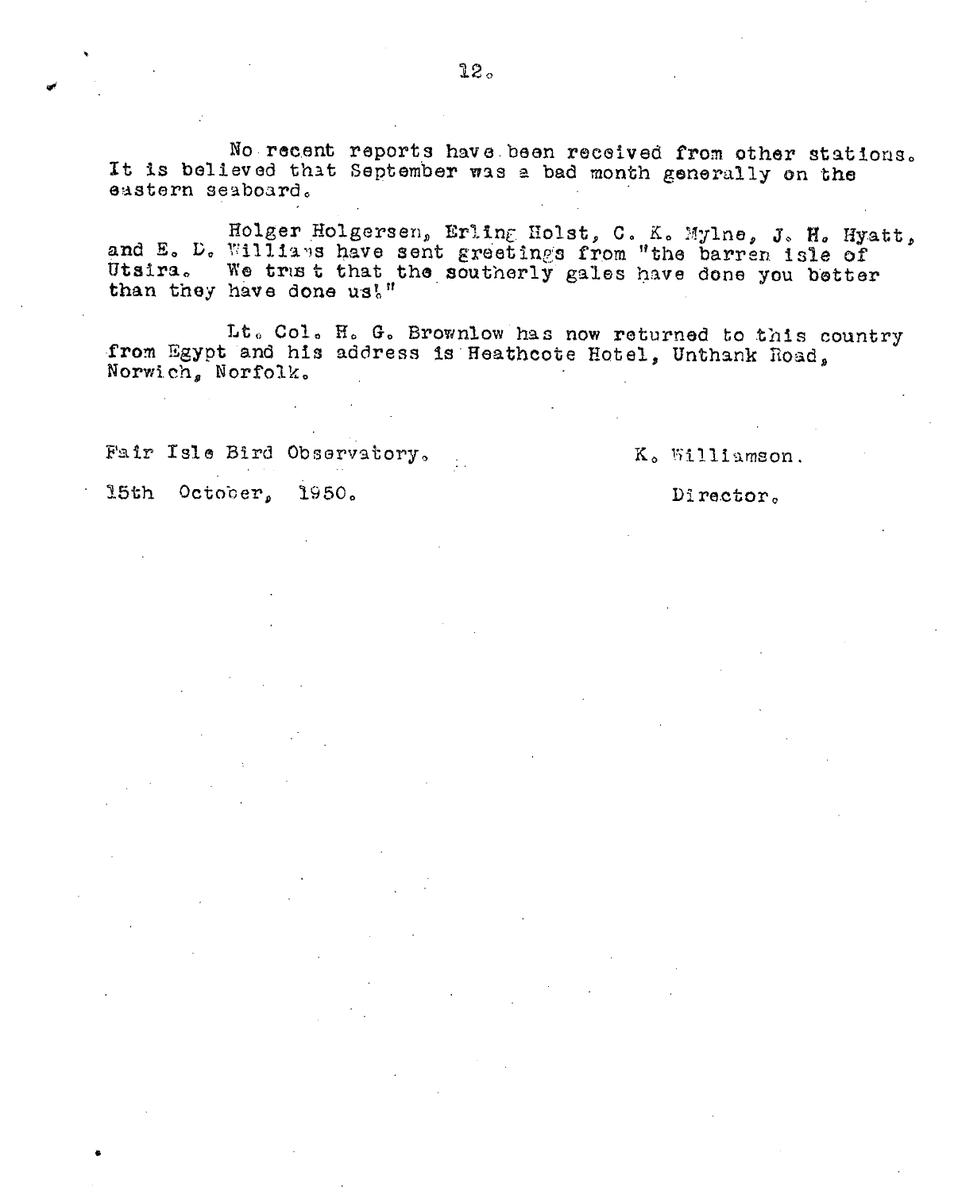No recent reports have been received from other stations. It is believed that September was a bad month generally on the eastern seaboard.

Holger Holgersen, Erling Holst, C. K. Mylne, J. H. Hyatt, and E. D. Williams have sent greetings from "the barren isle of Utsira. We trust that the southerly gales have done you better than they have done us!"

Lt. Col. H. G. Brownlow has now returned to this country from Egypt and his address is Heathcote Hotel, Unthank Road, Norwich, Norfolk.

Fair Isle Bird Observatory.
15th October, 1950.

K. Williamson.
Director.